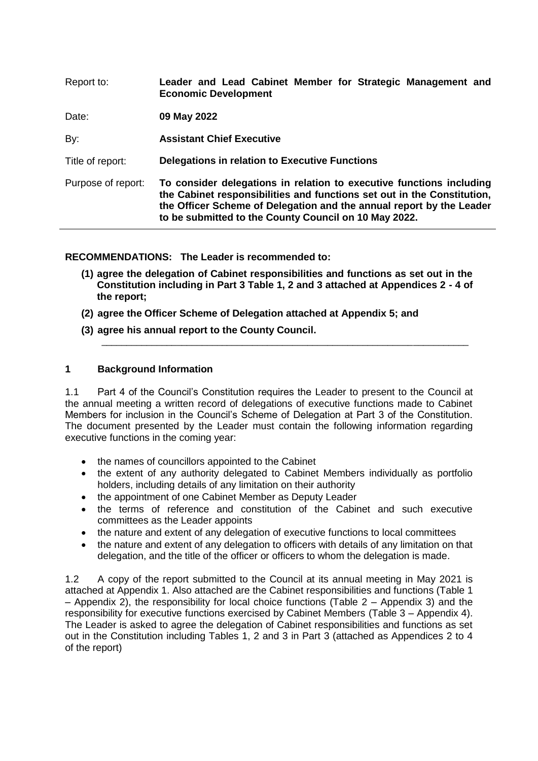| Report to: | **Leader and Lead Cabinet Member for Strategic Management and Economic Development** |
|---|---|
| Date: | **09 May 2022** |
| By: | **Assistant Chief Executive** |
| Title of report: | **Delegations in relation to Executive Functions** |
| Purpose of report: | **To consider delegations in relation to executive functions including the Cabinet responsibilities and functions set out in the Constitution, the Officer Scheme of Delegation and the annual report by the Leader to be submitted to the County Council on 10 May 2022.** |

**RECOMMENDATIONS: The Leader is recommended to:**

**(1) agree the delegation of Cabinet responsibilities and functions as set out in the Constitution including in Part 3 Table 1, 2 and 3 attached at Appendices 2 - 4 of the report;**

**(2) agree the Officer Scheme of Delegation attached at Appendix 5; and**

**(3) agree his annual report to the County Council.**

---

## 1 Background Information

1.1 Part 4 of the Council's Constitution requires the Leader to present to the Council at the annual meeting a written record of delegations of executive functions made to Cabinet Members for inclusion in the Council's Scheme of Delegation at Part 3 of the Constitution. The document presented by the Leader must contain the following information regarding executive functions in the coming year:

- the names of councillors appointed to the Cabinet
- the extent of any authority delegated to Cabinet Members individually as portfolio holders, including details of any limitation on their authority
- the appointment of one Cabinet Member as Deputy Leader
- the terms of reference and constitution of the Cabinet and such executive committees as the Leader appoints
- the nature and extent of any delegation of executive functions to local committees
- the nature and extent of any delegation to officers with details of any limitation on that delegation, and the title of the officer or officers to whom the delegation is made.

1.2 A copy of the report submitted to the Council at its annual meeting in May 2021 is attached at Appendix 1. Also attached are the Cabinet responsibilities and functions (Table 1 – Appendix 2), the responsibility for local choice functions (Table 2 – Appendix 3) and the responsibility for executive functions exercised by Cabinet Members (Table 3 – Appendix 4). The Leader is asked to agree the delegation of Cabinet responsibilities and functions as set out in the Constitution including Tables 1, 2 and 3 in Part 3 (attached as Appendices 2 to 4 of the report)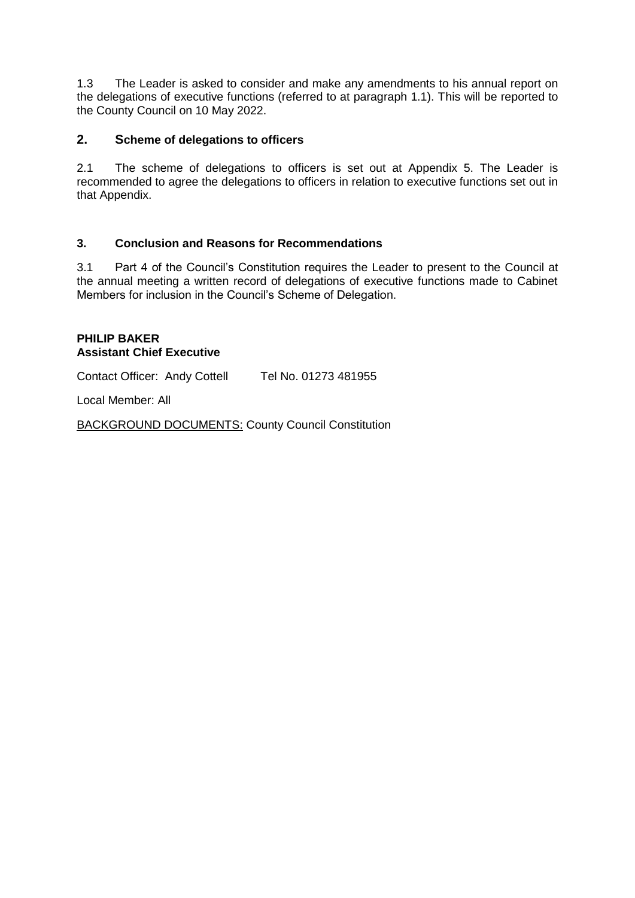1.3 The Leader is asked to consider and make any amendments to his annual report on the delegations of executive functions (referred to at paragraph 1.1). This will be reported to the County Council on 10 May 2022.

## 2. Scheme of delegations to officers

2.1 The scheme of delegations to officers is set out at Appendix 5. The Leader is recommended to agree the delegations to officers in relation to executive functions set out in that Appendix.

## 3. Conclusion and Reasons for Recommendations

3.1 Part 4 of the Council's Constitution requires the Leader to present to the Council at the annual meeting a written record of delegations of executive functions made to Cabinet Members for inclusion in the Council's Scheme of Delegation.

**PHILIP BAKER**
**Assistant Chief Executive**

Contact Officer: Andy Cottell Tel No. 01273 481955

Local Member: All

BACKGROUND DOCUMENTS: County Council Constitution